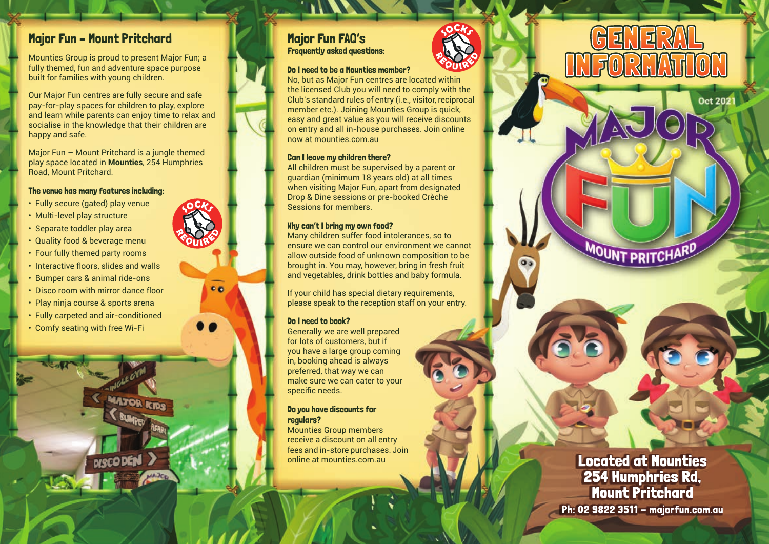## Major Fun – Mount Pritchard

Mounties Group is proud to present Major Fun; a fully themed, fun and adventure space purpose built for families with young children.

Our Major Fun centres are fully secure and safe pay-for-play spaces for children to play, explore and learn while parents can enjoy time to relax and socialise in the knowledge that their children are happy and safe.

Major Fun – Mount Pritchard is a jungle themed play space located in **Mounties**, 254 Humphries Road, Mount Pritchard.

**The venue has many features including:**

- Fully secure (gated) play venue
- Multi-level play structure
- Separate toddler play area
- Quality food & beverage menu
- Four fully themed party rooms
- Interactive floors, slides and walls
- Bumper cars & animal ride-ons
- Disco room with mirror dance floor
- Play ninja course & sports arena
- Fully carpeted and air-conditioned
- Comfy seating with free Wi-Fi

SOCKS REQUIRED

## Major Fun FAQ's

**Frequently asked questions:**

SOCKS REQUIRED

**Do I need to be a Mounties member?**
No, but as Major Fun centres are located within the licensed Club you will need to comply with the Club's standard rules of entry (i.e., visitor, reciprocal member etc.). Joining Mounties Group is quick, easy and great value as you will receive discounts on entry and all in-house purchases. Join online now at mounties.com.au

**Can I leave my children there?**
All children must be supervised by a parent or guardian (minimum 18 years old) at all times when visiting Major Fun, apart from designated Drop & Dine sessions or pre-booked Crèche Sessions for members.

**Why can't I bring my own food?**
Many children suffer food intolerances, so to ensure we can control our environment we cannot allow outside food of unknown composition to be brought in. You may, however, bring in fresh fruit and vegetables, drink bottles and baby formula.

If your child has special dietary requirements, please speak to the reception staff on your entry.

**Do I need to book?**
Generally we are well prepared for lots of customers, but if you have a large group coming in, booking ahead is always preferred, that way we can make sure we can cater to your specific needs.

**Do you have discounts for regulars?**
Mounties Group members receive a discount on all entry fees and in-store purchases. Join online at mounties.com.au

# GENERAL INFORMATION

Oct 2021

MAJOR FUN
MOUNT PRITCHARD

**Located at Mounties
254 Humphries Rd,
Mount Pritchard**

**Ph: 02 9822 3511 – majorfun.com.au**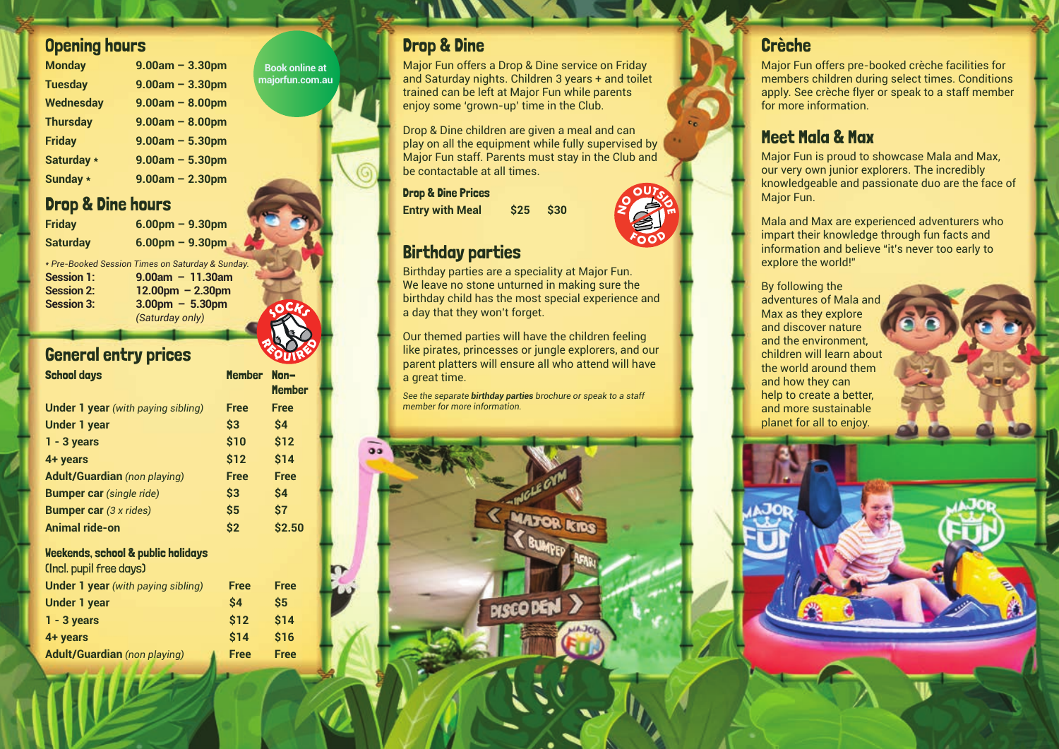## Opening hours

| | |
|---|---|
| Monday | 9.00am – 3.30pm |
| Tuesday | 9.00am – 3.30pm |
| Wednesday | 9.00am – 8.00pm |
| Thursday | 9.00am – 8.00pm |
| Friday | 9.00am – 5.30pm |
| Saturday * | 9.00am – 5.30pm |
| Sunday * | 9.00am – 2.30pm |

Book online at majorfun.com.au

## Drop & Dine hours

| | |
|---|---|
| Friday | 6.00pm – 9.30pm |
| Saturday | 6.00pm – 9.30pm |

*\* Pre-Booked Session Times on Saturday & Sunday.*

| | |
|---|---|
| Session 1: | 9.00am – 11.30am |
| Session 2: | 12.00pm – 2.30pm |
| Session 3: | 3.00pm – 5.30pm (Saturday only) |

SOCKS REQUIRED

## General entry prices

| School days | Member | Non-Member |
|---|---|---|
| Under 1 year *(with paying sibling)* | Free | Free |
| Under 1 year | $3 | $4 |
| 1 - 3 years | $10 | $12 |
| 4+ years | $12 | $14 |
| Adult/Guardian *(non playing)* | Free | Free |
| Bumper car *(single ride)* | $3 | $4 |
| Bumper car *(3 x rides)* | $5 | $7 |
| Animal ride-on | $2 | $2.50 |

| Weekends, school & public holidays (Incl. pupil free days) | | |
|---|---|---|
| Under 1 year *(with paying sibling)* | Free | Free |
| Under 1 year | $4 | $5 |
| 1 - 3 years | $12 | $14 |
| 4+ years | $14 | $16 |
| Adult/Guardian *(non playing)* | Free | Free |

## Drop & Dine

Major Fun offers a Drop & Dine service on Friday and Saturday nights. Children 3 years + and toilet trained can be left at Major Fun while parents enjoy some 'grown-up' time in the Club.

Drop & Dine children are given a meal and can play on all the equipment while fully supervised by Major Fun staff. Parents must stay in the Club and be contactable at all times.

### Drop & Dine Prices

| | | |
|---|---|---|
| Entry with Meal | $25 | $30 |

NO OUTSIDE FOOD

## Birthday parties

Birthday parties are a speciality at Major Fun. We leave no stone unturned in making sure the birthday child has the most special experience and a day that they won't forget.

Our themed parties will have the children feeling like pirates, princesses or jungle explorers, and our parent platters will ensure all who attend will have a great time.

*See the separate **birthday parties** brochure or speak to a staff member for more information.*

## Crèche

Major Fun offers pre-booked crèche facilities for members children during select times. Conditions apply. See crèche flyer or speak to a staff member for more information.

## Meet Mala & Max

Major Fun is proud to showcase Mala and Max, our very own junior explorers. The incredibly knowledgeable and passionate duo are the face of Major Fun.

Mala and Max are experienced adventurers who impart their knowledge through fun facts and information and believe "it's never too early to explore the world!"

By following the adventures of Mala and Max as they explore and discover nature and the environment, children will learn about the world around them and how they can help to create a better, and more sustainable planet for all to enjoy.